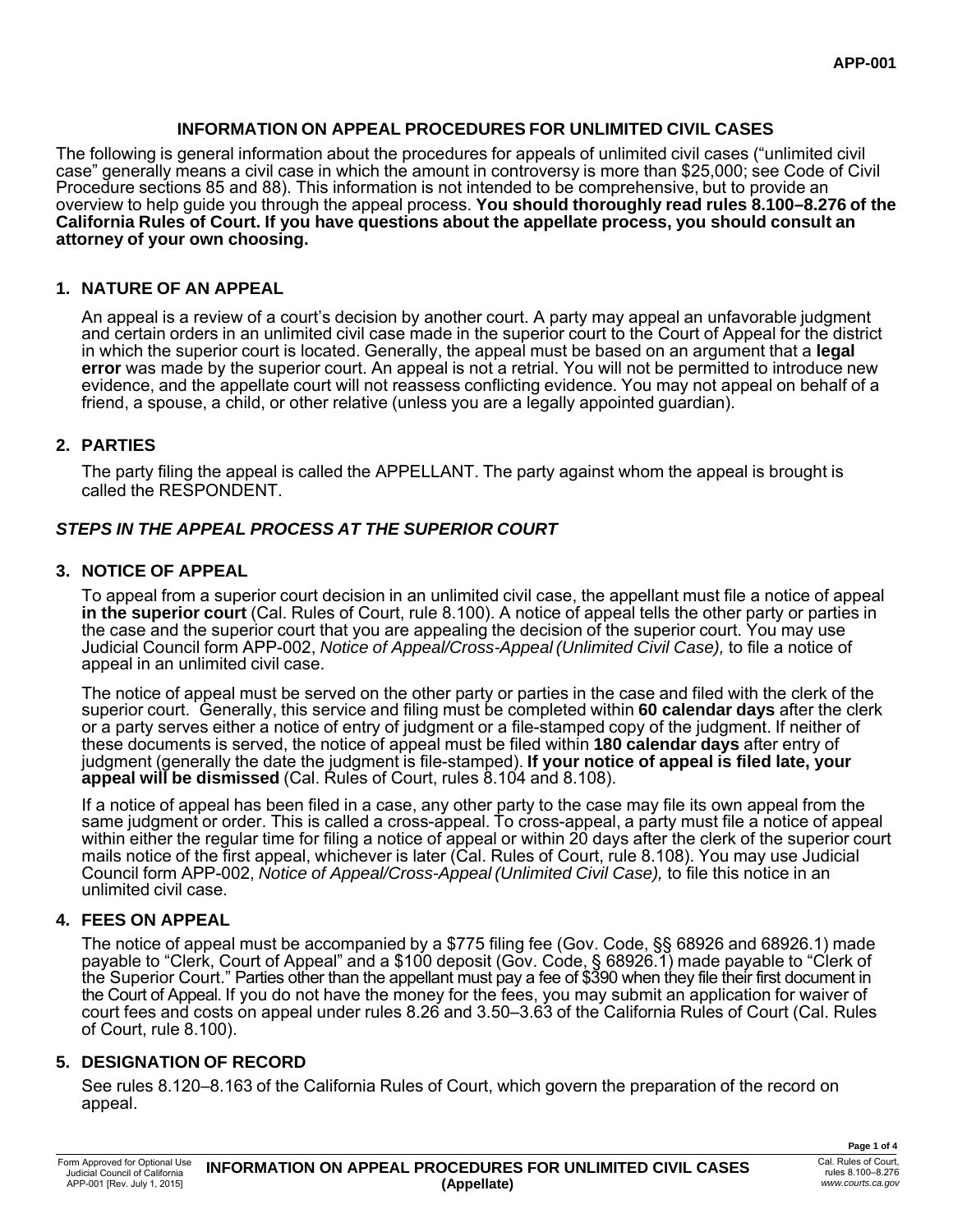# INFORMATION ON APPEAL PROCEDURES FOR UNLIMITED CIVIL CASES

The following is general information about the procedures for appeals of unlimited civil cases ("unlimited civil case" generally means a civil case in which the amount in controversy is more than $25,000; see Code of Civil Procedure sections 85 and 88). This information is not intended to be comprehensive, but to provide an overview to help guide you through the appeal process. **You should thoroughly read rules 8.100–8.276 of the California Rules of Court. If you have questions about the appellate process, you should consult an attorney of your own choosing.**

## 1. NATURE OF AN APPEAL

An appeal is a review of a court's decision by another court. A party may appeal an unfavorable judgment and certain orders in an unlimited civil case made in the superior court to the Court of Appeal for the district in which the superior court is located. Generally, the appeal must be based on an argument that a **legal error** was made by the superior court. An appeal is not a retrial. You will not be permitted to introduce new evidence, and the appellate court will not reassess conflicting evidence. You may not appeal on behalf of a friend, a spouse, a child, or other relative (unless you are a legally appointed guardian).

## 2. PARTIES

The party filing the appeal is called the APPELLANT. The party against whom the appeal is brought is called the RESPONDENT.

## *STEPS IN THE APPEAL PROCESS AT THE SUPERIOR COURT*

## 3. NOTICE OF APPEAL

To appeal from a superior court decision in an unlimited civil case, the appellant must file a notice of appeal **in the superior court** (Cal. Rules of Court, rule 8.100). A notice of appeal tells the other party or parties in the case and the superior court that you are appealing the decision of the superior court. You may use Judicial Council form APP-002, *Notice of Appeal/Cross-Appeal (Unlimited Civil Case),* to file a notice of appeal in an unlimited civil case.

The notice of appeal must be served on the other party or parties in the case and filed with the clerk of the superior court. Generally, this service and filing must be completed within **60 calendar days** after the clerk or a party serves either a notice of entry of judgment or a file-stamped copy of the judgment. If neither of these documents is served, the notice of appeal must be filed within **180 calendar days** after entry of judgment (generally the date the judgment is file-stamped). **If your notice of appeal is filed late, your appeal will be dismissed** (Cal. Rules of Court, rules 8.104 and 8.108).

If a notice of appeal has been filed in a case, any other party to the case may file its own appeal from the same judgment or order. This is called a cross-appeal. To cross-appeal, a party must file a notice of appeal within either the regular time for filing a notice of appeal or within 20 days after the clerk of the superior court mails notice of the first appeal, whichever is later (Cal. Rules of Court, rule 8.108). You may use Judicial Council form APP-002, *Notice of Appeal/Cross-Appeal (Unlimited Civil Case),* to file this notice in an unlimited civil case.

## 4. FEES ON APPEAL

The notice of appeal must be accompanied by a $775 filing fee (Gov. Code, §§ 68926 and 68926.1) made payable to "Clerk, Court of Appeal" and a $100 deposit (Gov. Code, § 68926.1) made payable to "Clerk of the Superior Court." Parties other than the appellant must pay a fee of $390 when they file their first document in the Court of Appeal. If you do not have the money for the fees, you may submit an application for waiver of court fees and costs on appeal under rules 8.26 and 3.50–3.63 of the California Rules of Court (Cal. Rules of Court, rule 8.100).

## 5. DESIGNATION OF RECORD

See rules 8.120–8.163 of the California Rules of Court, which govern the preparation of the record on appeal.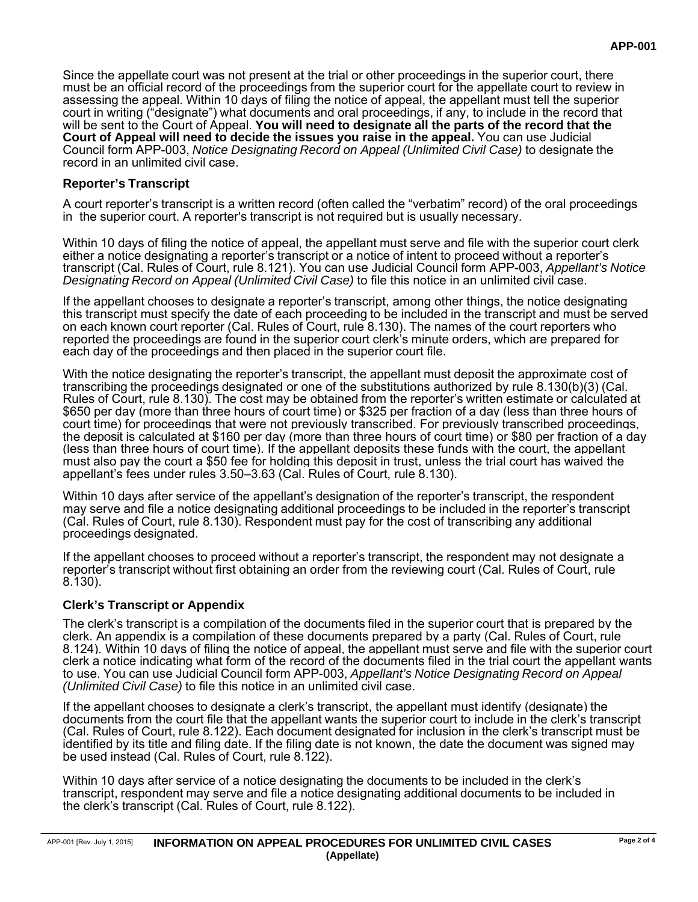Since the appellate court was not present at the trial or other proceedings in the superior court, there must be an official record of the proceedings from the superior court for the appellate court to review in assessing the appeal. Within 10 days of filing the notice of appeal, the appellant must tell the superior court in writing ("designate") what documents and oral proceedings, if any, to include in the record that will be sent to the Court of Appeal. **You will need to designate all the parts of the record that the Court of Appeal will need to decide the issues you raise in the appeal.** You can use Judicial Council form APP-003, *Notice Designating Record on Appeal (Unlimited Civil Case)* to designate the record in an unlimited civil case.

### Reporter's Transcript

A court reporter's transcript is a written record (often called the "verbatim" record) of the oral proceedings in the superior court. A reporter's transcript is not required but is usually necessary.

Within 10 days of filing the notice of appeal, the appellant must serve and file with the superior court clerk either a notice designating a reporter's transcript or a notice of intent to proceed without a reporter's transcript (Cal. Rules of Court, rule 8.121). You can use Judicial Council form APP-003, *Appellant's Notice Designating Record on Appeal (Unlimited Civil Case)* to file this notice in an unlimited civil case.

If the appellant chooses to designate a reporter's transcript, among other things, the notice designating this transcript must specify the date of each proceeding to be included in the transcript and must be served on each known court reporter (Cal. Rules of Court, rule 8.130). The names of the court reporters who reported the proceedings are found in the superior court clerk's minute orders, which are prepared for each day of the proceedings and then placed in the superior court file.

With the notice designating the reporter's transcript, the appellant must deposit the approximate cost of transcribing the proceedings designated or one of the substitutions authorized by rule 8.130(b)(3) (Cal. Rules of Court, rule 8.130). The cost may be obtained from the reporter's written estimate or calculated at $650 per day (more than three hours of court time) or $325 per fraction of a day (less than three hours of court time) for proceedings that were not previously transcribed. For previously transcribed proceedings, the deposit is calculated at $160 per day (more than three hours of court time) or $80 per fraction of a day (less than three hours of court time). If the appellant deposits these funds with the court, the appellant must also pay the court a $50 fee for holding this deposit in trust, unless the trial court has waived the appellant's fees under rules 3.50–3.63 (Cal. Rules of Court, rule 8.130).

Within 10 days after service of the appellant's designation of the reporter's transcript, the respondent may serve and file a notice designating additional proceedings to be included in the reporter's transcript (Cal. Rules of Court, rule 8.130). Respondent must pay for the cost of transcribing any additional proceedings designated.

If the appellant chooses to proceed without a reporter's transcript, the respondent may not designate a reporter's transcript without first obtaining an order from the reviewing court (Cal. Rules of Court, rule 8.130).

### Clerk's Transcript or Appendix

The clerk's transcript is a compilation of the documents filed in the superior court that is prepared by the clerk. An appendix is a compilation of these documents prepared by a party (Cal. Rules of Court, rule 8.124). Within 10 days of filing the notice of appeal, the appellant must serve and file with the superior court clerk a notice indicating what form of the record of the documents filed in the trial court the appellant wants to use. You can use Judicial Council form APP-003, *Appellant's Notice Designating Record on Appeal (Unlimited Civil Case)* to file this notice in an unlimited civil case.

If the appellant chooses to designate a clerk's transcript, the appellant must identify (designate) the documents from the court file that the appellant wants the superior court to include in the clerk's transcript (Cal. Rules of Court, rule 8.122). Each document designated for inclusion in the clerk's transcript must be identified by its title and filing date. If the filing date is not known, the date the document was signed may be used instead (Cal. Rules of Court, rule 8.122).

Within 10 days after service of a notice designating the documents to be included in the clerk's transcript, respondent may serve and file a notice designating additional documents to be included in the clerk's transcript (Cal. Rules of Court, rule 8.122).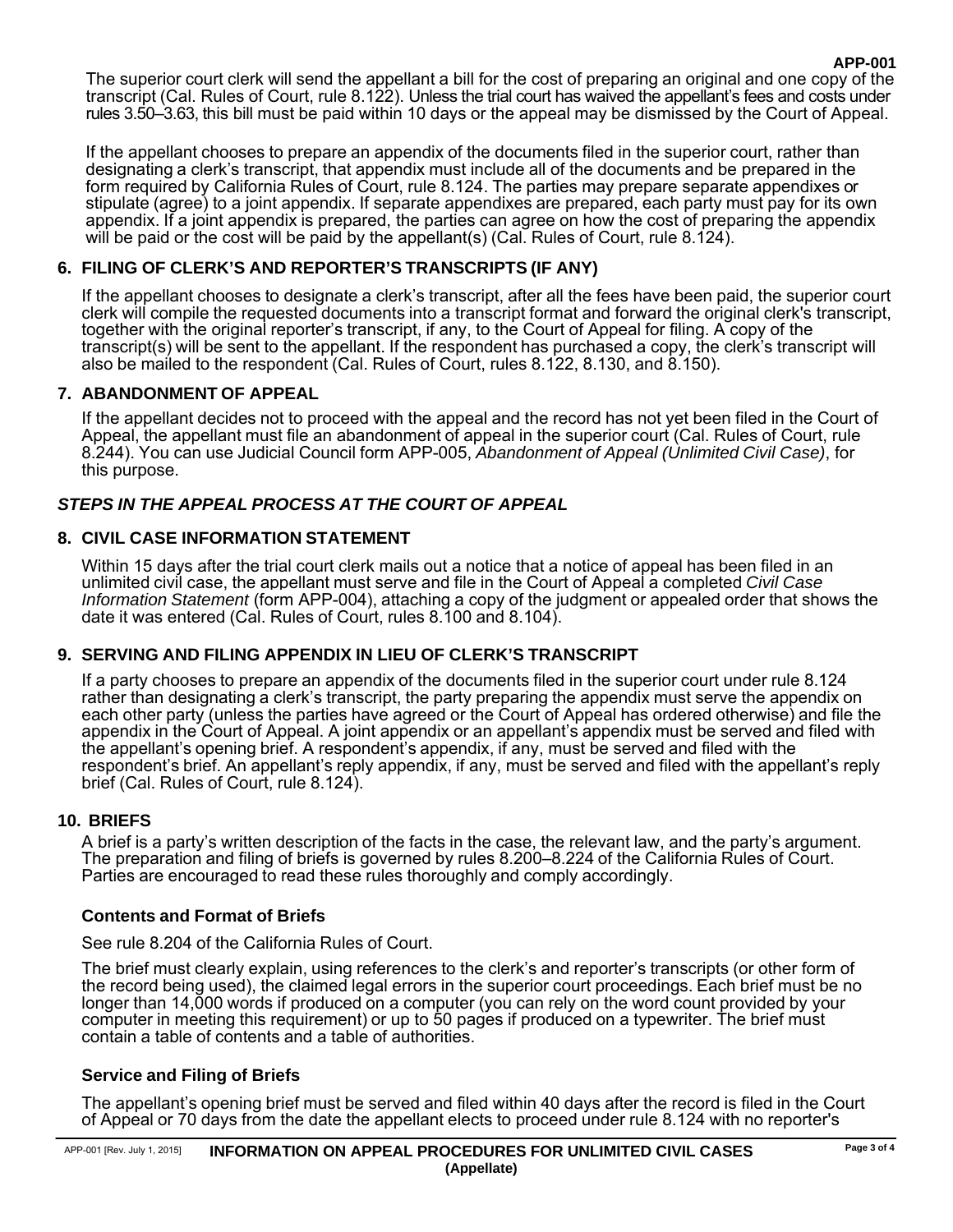The superior court clerk will send the appellant a bill for the cost of preparing an original and one copy of the transcript (Cal. Rules of Court, rule 8.122). Unless the trial court has waived the appellant's fees and costs under rules 3.50–3.63, this bill must be paid within 10 days or the appeal may be dismissed by the Court of Appeal.

If the appellant chooses to prepare an appendix of the documents filed in the superior court, rather than designating a clerk's transcript, that appendix must include all of the documents and be prepared in the form required by California Rules of Court, rule 8.124. The parties may prepare separate appendixes or stipulate (agree) to a joint appendix. If separate appendixes are prepared, each party must pay for its own appendix. If a joint appendix is prepared, the parties can agree on how the cost of preparing the appendix will be paid or the cost will be paid by the appellant(s) (Cal. Rules of Court, rule 8.124).

### 6. FILING OF CLERK'S AND REPORTER'S TRANSCRIPTS (IF ANY)

If the appellant chooses to designate a clerk's transcript, after all the fees have been paid, the superior court clerk will compile the requested documents into a transcript format and forward the original clerk's transcript, together with the original reporter's transcript, if any, to the Court of Appeal for filing. A copy of the transcript(s) will be sent to the appellant. If the respondent has purchased a copy, the clerk's transcript will also be mailed to the respondent (Cal. Rules of Court, rules 8.122, 8.130, and 8.150).

### 7. ABANDONMENT OF APPEAL

If the appellant decides not to proceed with the appeal and the record has not yet been filed in the Court of Appeal, the appellant must file an abandonment of appeal in the superior court (Cal. Rules of Court, rule 8.244). You can use Judicial Council form APP-005, *Abandonment of Appeal (Unlimited Civil Case)*, for this purpose.

## *STEPS IN THE APPEAL PROCESS AT THE COURT OF APPEAL*

### 8. CIVIL CASE INFORMATION STATEMENT

Within 15 days after the trial court clerk mails out a notice that a notice of appeal has been filed in an unlimited civil case, the appellant must serve and file in the Court of Appeal a completed *Civil Case Information Statement* (form APP-004), attaching a copy of the judgment or appealed order that shows the date it was entered (Cal. Rules of Court, rules 8.100 and 8.104).

### 9. SERVING AND FILING APPENDIX IN LIEU OF CLERK'S TRANSCRIPT

If a party chooses to prepare an appendix of the documents filed in the superior court under rule 8.124 rather than designating a clerk's transcript, the party preparing the appendix must serve the appendix on each other party (unless the parties have agreed or the Court of Appeal has ordered otherwise) and file the appendix in the Court of Appeal. A joint appendix or an appellant's appendix must be served and filed with the appellant's opening brief. A respondent's appendix, if any, must be served and filed with the respondent's brief. An appellant's reply appendix, if any, must be served and filed with the appellant's reply brief (Cal. Rules of Court, rule 8.124).

### 10. BRIEFS

A brief is a party's written description of the facts in the case, the relevant law, and the party's argument. The preparation and filing of briefs is governed by rules 8.200–8.224 of the California Rules of Court. Parties are encouraged to read these rules thoroughly and comply accordingly.

#### Contents and Format of Briefs

See rule 8.204 of the California Rules of Court.

The brief must clearly explain, using references to the clerk's and reporter's transcripts (or other form of the record being used), the claimed legal errors in the superior court proceedings. Each brief must be no longer than 14,000 words if produced on a computer (you can rely on the word count provided by your computer in meeting this requirement) or up to 50 pages if produced on a typewriter. The brief must contain a table of contents and a table of authorities.

#### Service and Filing of Briefs

The appellant's opening brief must be served and filed within 40 days after the record is filed in the Court of Appeal or 70 days from the date the appellant elects to proceed under rule 8.124 with no reporter's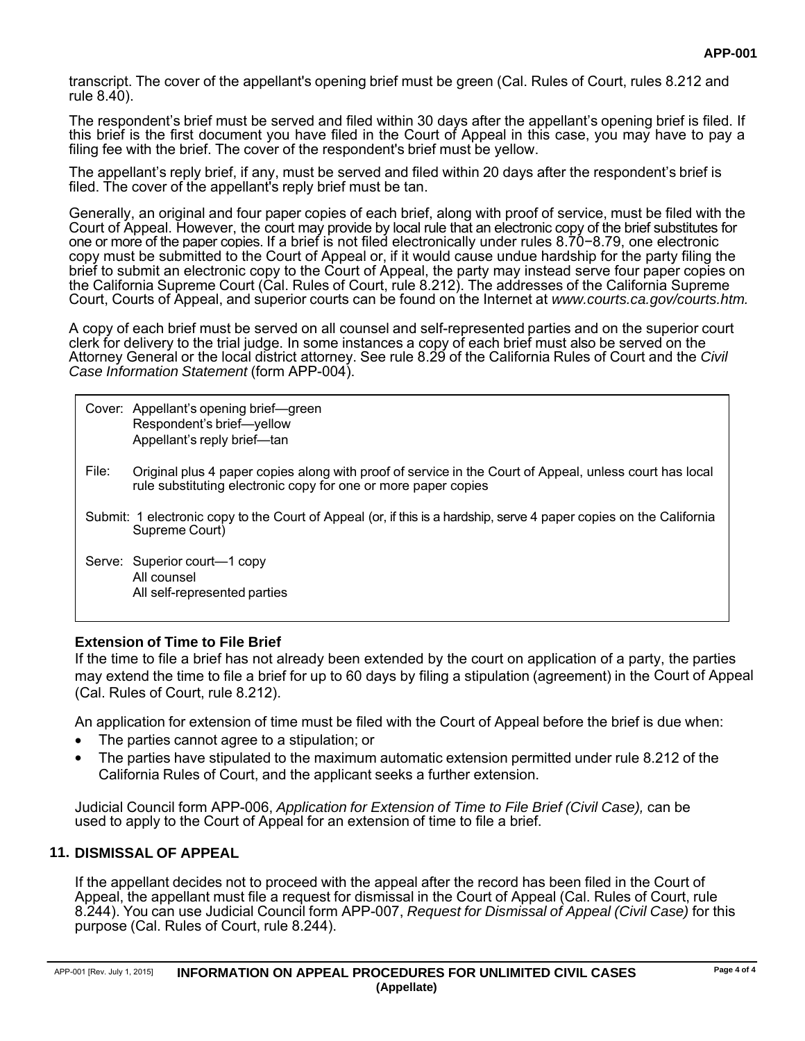transcript. The cover of the appellant's opening brief must be green (Cal. Rules of Court, rules 8.212 and rule 8.40).

The respondent's brief must be served and filed within 30 days after the appellant's opening brief is filed. If this brief is the first document you have filed in the Court of Appeal in this case, you may have to pay a filing fee with the brief. The cover of the respondent's brief must be yellow.

The appellant's reply brief, if any, must be served and filed within 20 days after the respondent's brief is filed. The cover of the appellant's reply brief must be tan.

Generally, an original and four paper copies of each brief, along with proof of service, must be filed with the Court of Appeal. However, the court may provide by local rule that an electronic copy of the brief substitutes for one or more of the paper copies. If a brief is not filed electronically under rules 8.70−8.79, one electronic copy must be submitted to the Court of Appeal or, if it would cause undue hardship for the party filing the brief to submit an electronic copy to the Court of Appeal, the party may instead serve four paper copies on the California Supreme Court (Cal. Rules of Court, rule 8.212). The addresses of the California Supreme Court, Courts of Appeal, and superior courts can be found on the Internet at *www.courts.ca.gov/courts.htm.*

A copy of each brief must be served on all counsel and self-represented parties and on the superior court clerk for delivery to the trial judge. In some instances a copy of each brief must also be served on the Attorney General or the local district attorney. See rule 8.29 of the California Rules of Court and the *Civil Case Information Statement* (form APP-004).

| | |
|---|---|
| Cover: | Appellant's opening brief—green<br>Respondent's brief—yellow<br>Appellant's reply brief—tan |
| File: | Original plus 4 paper copies along with proof of service in the Court of Appeal, unless court has local rule substituting electronic copy for one or more paper copies |
| Submit: | 1 electronic copy to the Court of Appeal (or, if this is a hardship, serve 4 paper copies on the California Supreme Court) |
| Serve: | Superior court—1 copy<br>All counsel<br>All self-represented parties |

**Extension of Time to File Brief**

If the time to file a brief has not already been extended by the court on application of a party, the parties may extend the time to file a brief for up to 60 days by filing a stipulation (agreement) in the Court of Appeal (Cal. Rules of Court, rule 8.212).

An application for extension of time must be filed with the Court of Appeal before the brief is due when:

- The parties cannot agree to a stipulation; or
- The parties have stipulated to the maximum automatic extension permitted under rule 8.212 of the California Rules of Court, and the applicant seeks a further extension.

Judicial Council form APP-006, *Application for Extension of Time to File Brief (Civil Case),* can be used to apply to the Court of Appeal for an extension of time to file a brief.

## 11. DISMISSAL OF APPEAL

If the appellant decides not to proceed with the appeal after the record has been filed in the Court of Appeal, the appellant must file a request for dismissal in the Court of Appeal (Cal. Rules of Court, rule 8.244). You can use Judicial Council form APP-007, *Request for Dismissal of Appeal (Civil Case)* for this purpose (Cal. Rules of Court, rule 8.244).